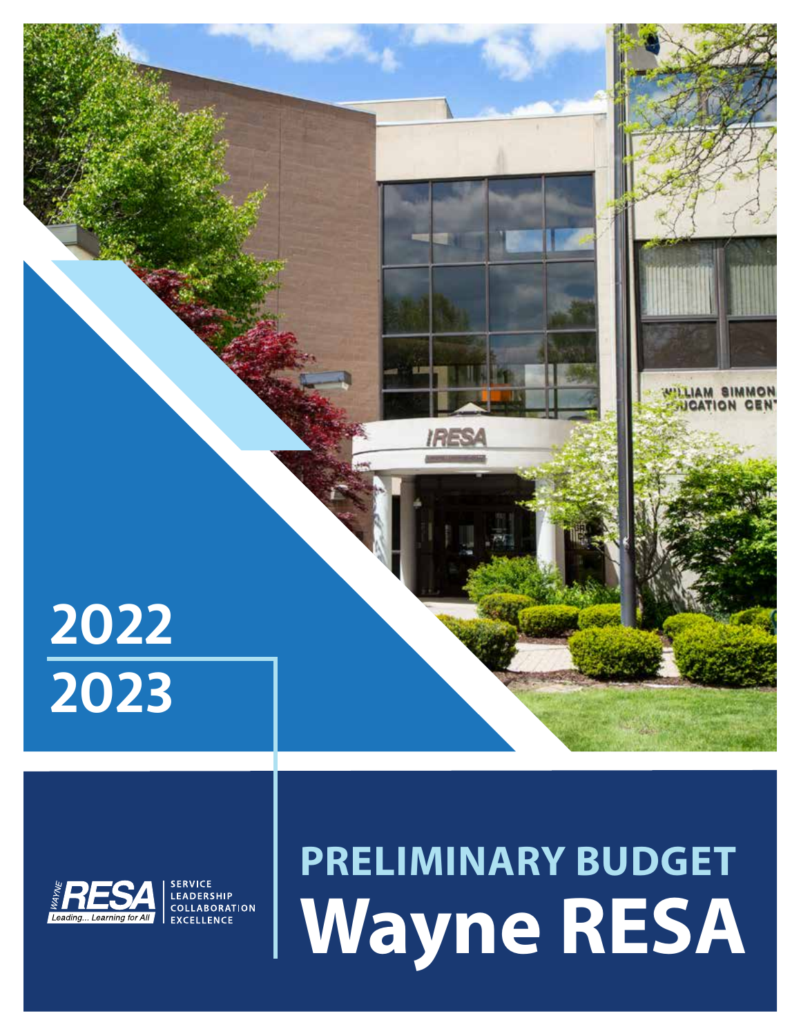# 2022 2023

# PRELIMINARY BUDGET

# Wayne RESA

WAYNE RESA
Leading... Learning for All

SERVICE
LEADERSHIP
COLLABORATION
EXCELLENCE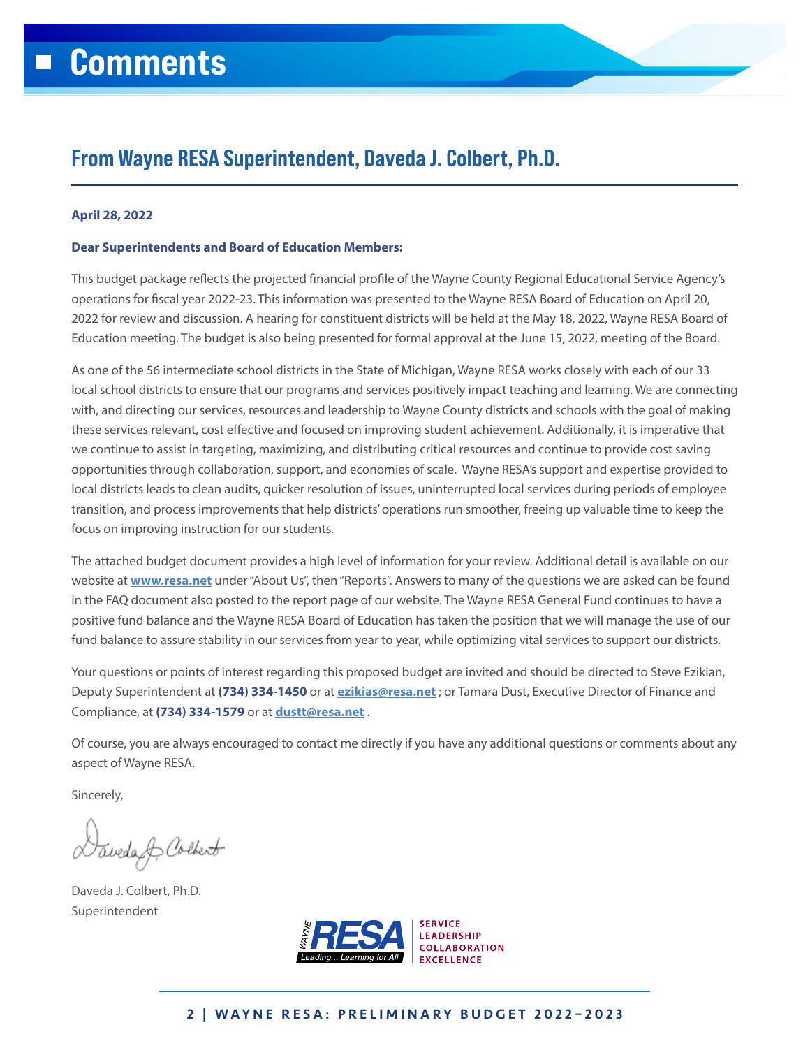# Comments

## From Wayne RESA Superintendent, Daveda J. Colbert, Ph.D.

**April 28, 2022**

**Dear Superintendents and Board of Education Members:**

This budget package reflects the projected financial profile of the Wayne County Regional Educational Service Agency's operations for fiscal year 2022-23. This information was presented to the Wayne RESA Board of Education on April 20, 2022 for review and discussion. A hearing for constituent districts will be held at the May 18, 2022, Wayne RESA Board of Education meeting. The budget is also being presented for formal approval at the June 15, 2022, meeting of the Board.

As one of the 56 intermediate school districts in the State of Michigan, Wayne RESA works closely with each of our 33 local school districts to ensure that our programs and services positively impact teaching and learning. We are connecting with, and directing our services, resources and leadership to Wayne County districts and schools with the goal of making these services relevant, cost effective and focused on improving student achievement. Additionally, it is imperative that we continue to assist in targeting, maximizing, and distributing critical resources and continue to provide cost saving opportunities through collaboration, support, and economies of scale. Wayne RESA's support and expertise provided to local districts leads to clean audits, quicker resolution of issues, uninterrupted local services during periods of employee transition, and process improvements that help districts' operations run smoother, freeing up valuable time to keep the focus on improving instruction for our students.

The attached budget document provides a high level of information for your review. Additional detail is available on our website at **www.resa.net** under "About Us", then "Reports". Answers to many of the questions we are asked can be found in the FAQ document also posted to the report page of our website. The Wayne RESA General Fund continues to have a positive fund balance and the Wayne RESA Board of Education has taken the position that we will manage the use of our fund balance to assure stability in our services from year to year, while optimizing vital services to support our districts.

Your questions or points of interest regarding this proposed budget are invited and should be directed to Steve Ezikian, Deputy Superintendent at **(734) 334-1450** or at **ezikias@resa.net** ; or Tamara Dust, Executive Director of Finance and Compliance, at **(734) 334-1579** or at **dustt@resa.net** .

Of course, you are always encouraged to contact me directly if you have any additional questions or comments about any aspect of Wayne RESA.

Sincerely,

Daveda J. Colbert, Ph.D.
Superintendent

WAYNE RESA — Leading... Learning for All
SERVICE
LEADERSHIP
COLLABORATION
EXCELLENCE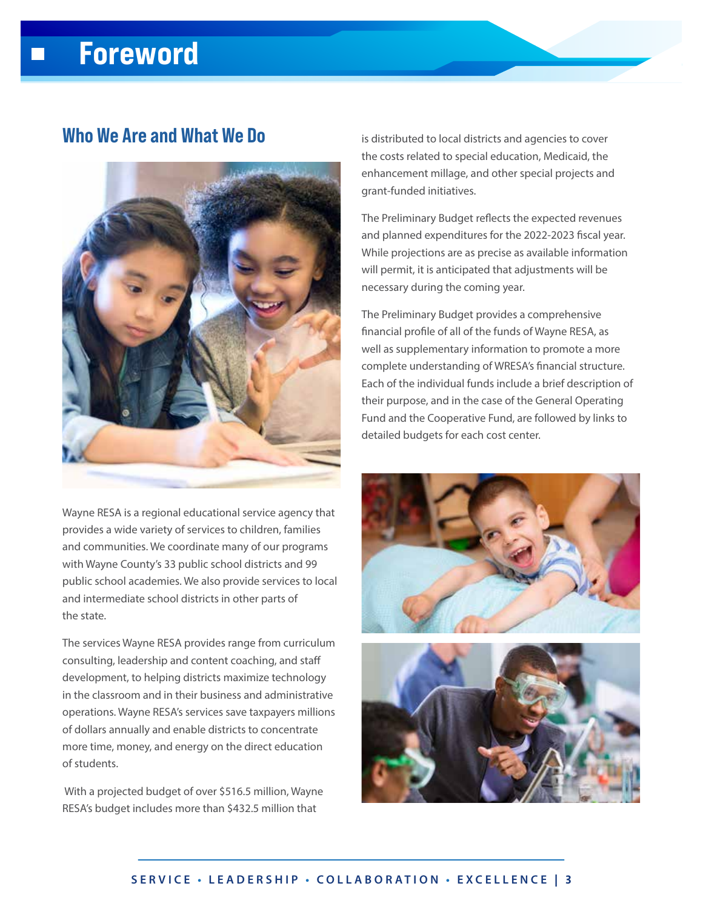# Foreword

## Who We Are and What We Do

Wayne RESA is a regional educational service agency that provides a wide variety of services to children, families and communities. We coordinate many of our programs with Wayne County's 33 public school districts and 99 public school academies. We also provide services to local and intermediate school districts in other parts of the state.

The services Wayne RESA provides range from curriculum consulting, leadership and content coaching, and staff development, to helping districts maximize technology in the classroom and in their business and administrative operations. Wayne RESA's services save taxpayers millions of dollars annually and enable districts to concentrate more time, money, and energy on the direct education of students.

With a projected budget of over $516.5 million, Wayne RESA's budget includes more than $432.5 million that is distributed to local districts and agencies to cover the costs related to special education, Medicaid, the enhancement millage, and other special projects and grant-funded initiatives.

The Preliminary Budget reflects the expected revenues and planned expenditures for the 2022-2023 fiscal year. While projections are as precise as available information will permit, it is anticipated that adjustments will be necessary during the coming year.

The Preliminary Budget provides a comprehensive financial profile of all of the funds of Wayne RESA, as well as supplementary information to promote a more complete understanding of WRESA's financial structure. Each of the individual funds include a brief description of their purpose, and in the case of the General Operating Fund and the Cooperative Fund, are followed by links to detailed budgets for each cost center.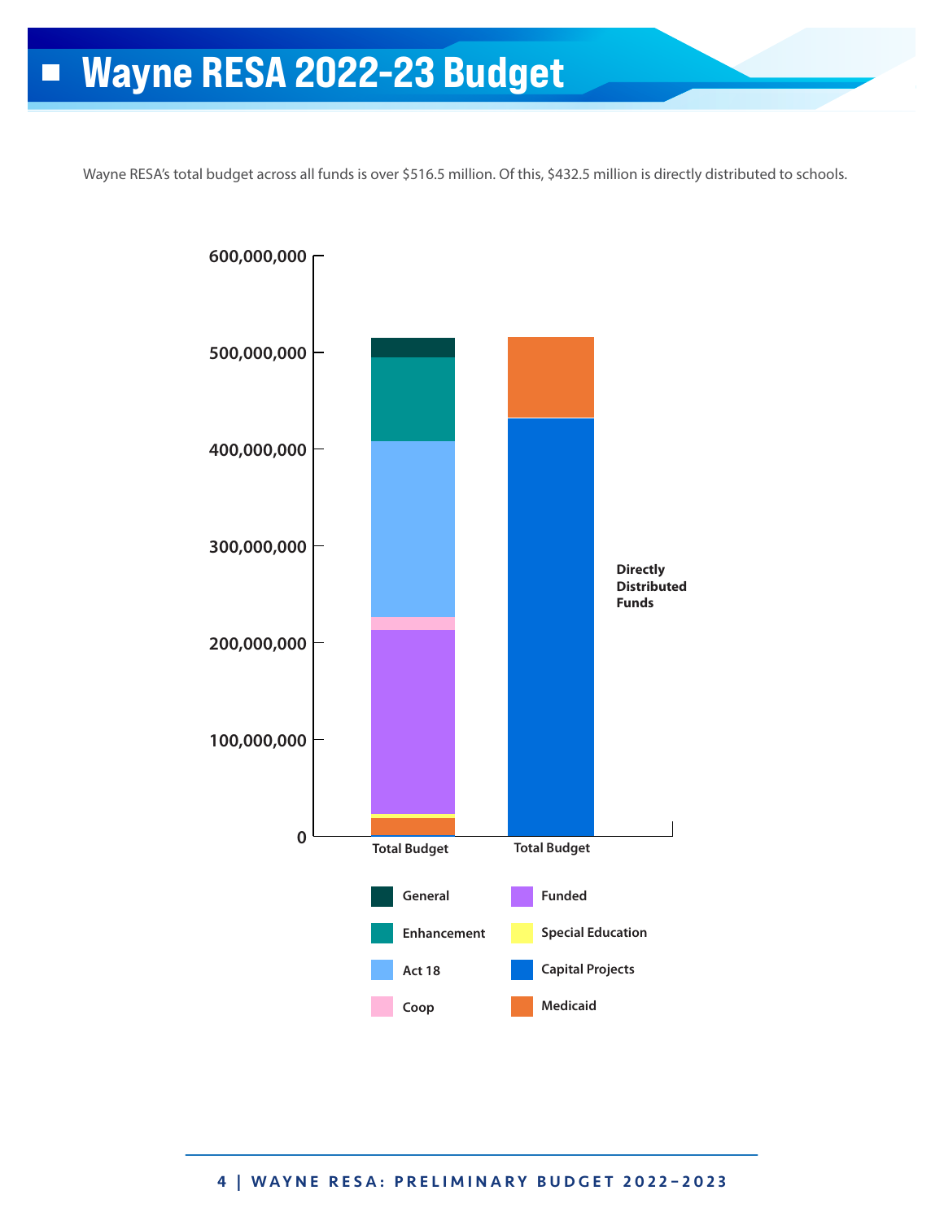# Wayne RESA 2022-23 Budget

Wayne RESA's total budget across all funds is over $516.5 million. Of this, $432.5 million is directly distributed to schools.

600,000,000

500,000,000

400,000,000

300,000,000

200,000,000

100,000,000

0

Total Budget

Total Budget

Directly Distributed Funds

General

Enhancement

Act 18

Coop

Funded

Special Education

Capital Projects

Medicaid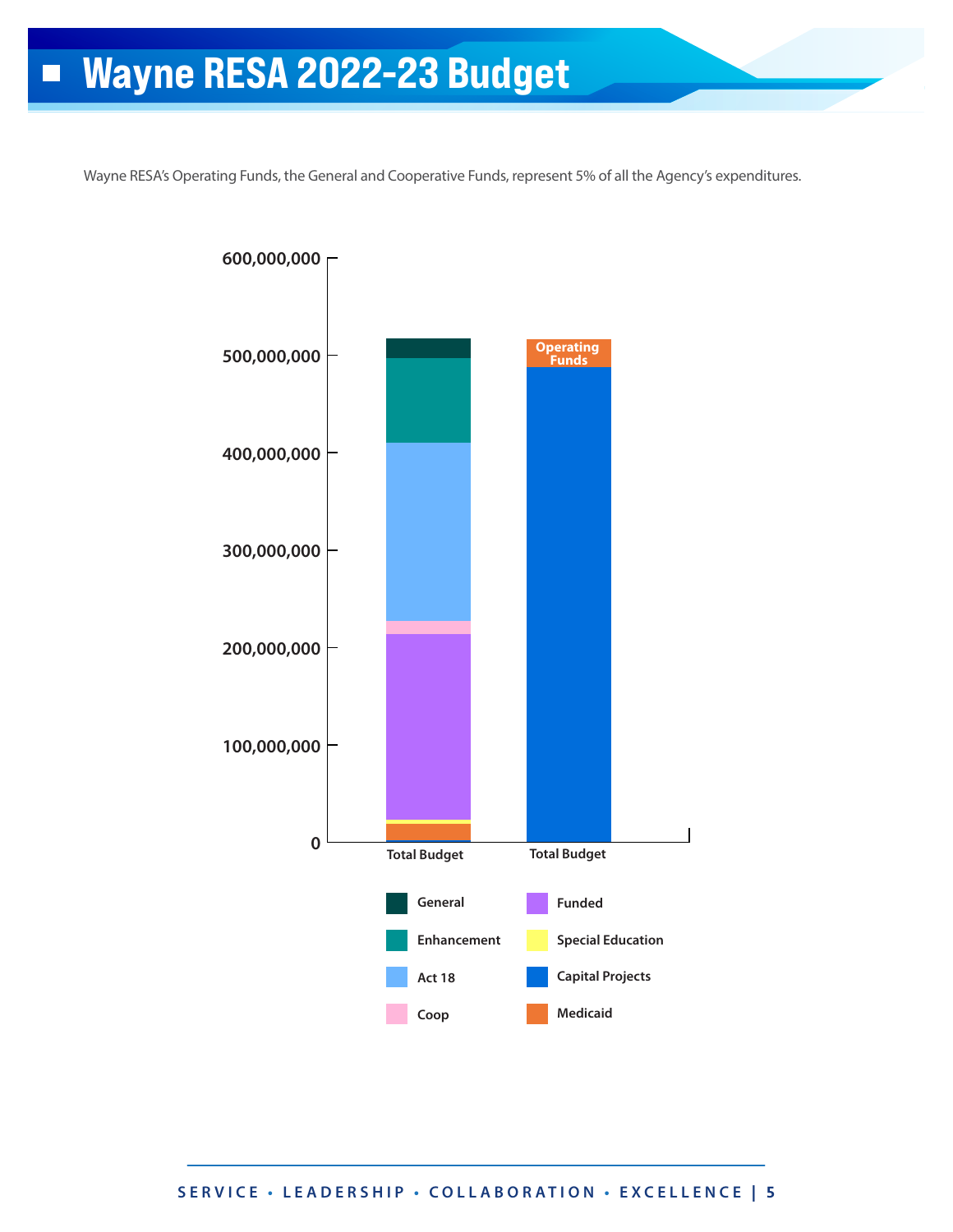# Wayne RESA 2022-23 Budget

Wayne RESA's Operating Funds, the General and Cooperative Funds, represent 5% of all the Agency's expenditures.

600,000,000

500,000,000

400,000,000

300,000,000

200,000,000

100,000,000

0

Total Budget

Operating Funds

Total Budget

General

Enhancement

Act 18

Coop

Funded

Special Education

Capital Projects

Medicaid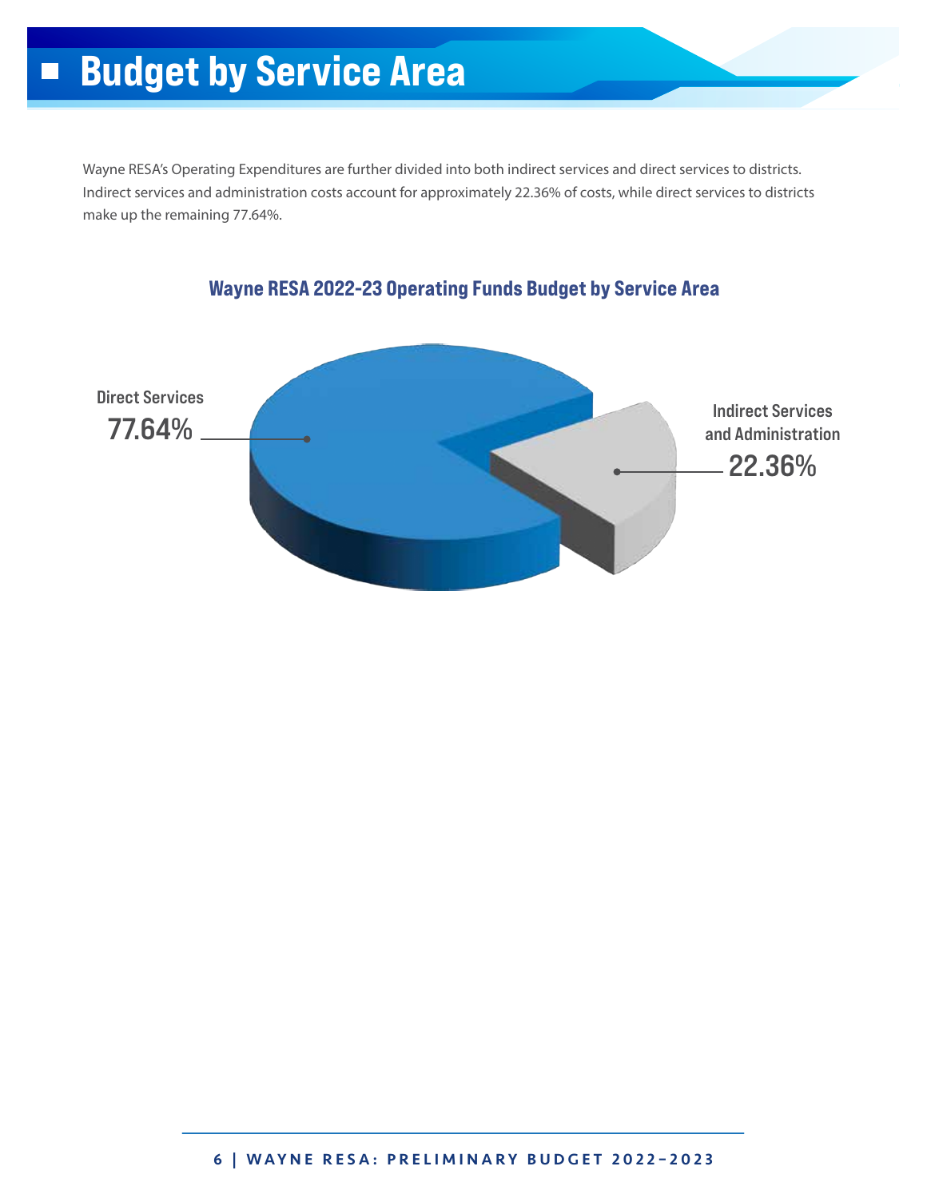# Budget by Service Area

Wayne RESA's Operating Expenditures are further divided into both indirect services and direct services to districts. Indirect services and administration costs account for approximately 22.36% of costs, while direct services to districts make up the remaining 77.64%.

### Wayne RESA 2022-23 Operating Funds Budget by Service Area

Direct Services
77.64%

Indirect Services and Administration
22.36%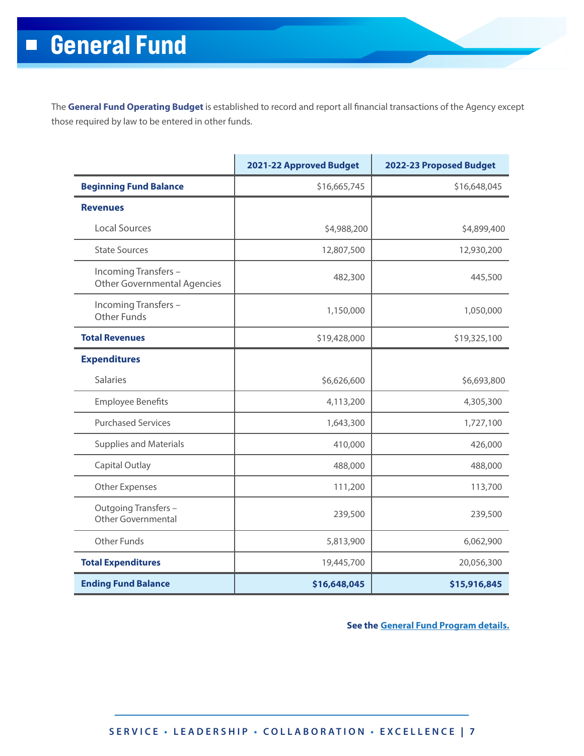# General Fund

The **General Fund Operating Budget** is established to record and report all financial transactions of the Agency except those required by law to be entered in other funds.

| | 2021-22 Approved Budget | 2022-23 Proposed Budget |
|---|---|---|
| **Beginning Fund Balance** | $16,665,745 | $16,648,045 |
| **Revenues** | | |
| Local Sources | $4,988,200 | $4,899,400 |
| State Sources | 12,807,500 | 12,930,200 |
| Incoming Transfers – Other Governmental Agencies | 482,300 | 445,500 |
| Incoming Transfers – Other Funds | 1,150,000 | 1,050,000 |
| **Total Revenues** | $19,428,000 | $19,325,100 |
| **Expenditures** | | |
| Salaries | $6,626,600 | $6,693,800 |
| Employee Benefits | 4,113,200 | 4,305,300 |
| Purchased Services | 1,643,300 | 1,727,100 |
| Supplies and Materials | 410,000 | 426,000 |
| Capital Outlay | 488,000 | 488,000 |
| Other Expenses | 111,200 | 113,700 |
| Outgoing Transfers – Other Governmental | 239,500 | 239,500 |
| Other Funds | 5,813,900 | 6,062,900 |
| **Total Expenditures** | 19,445,700 | 20,056,300 |
| **Ending Fund Balance** | **$16,648,045** | **$15,916,845** |

**See the General Fund Program details.**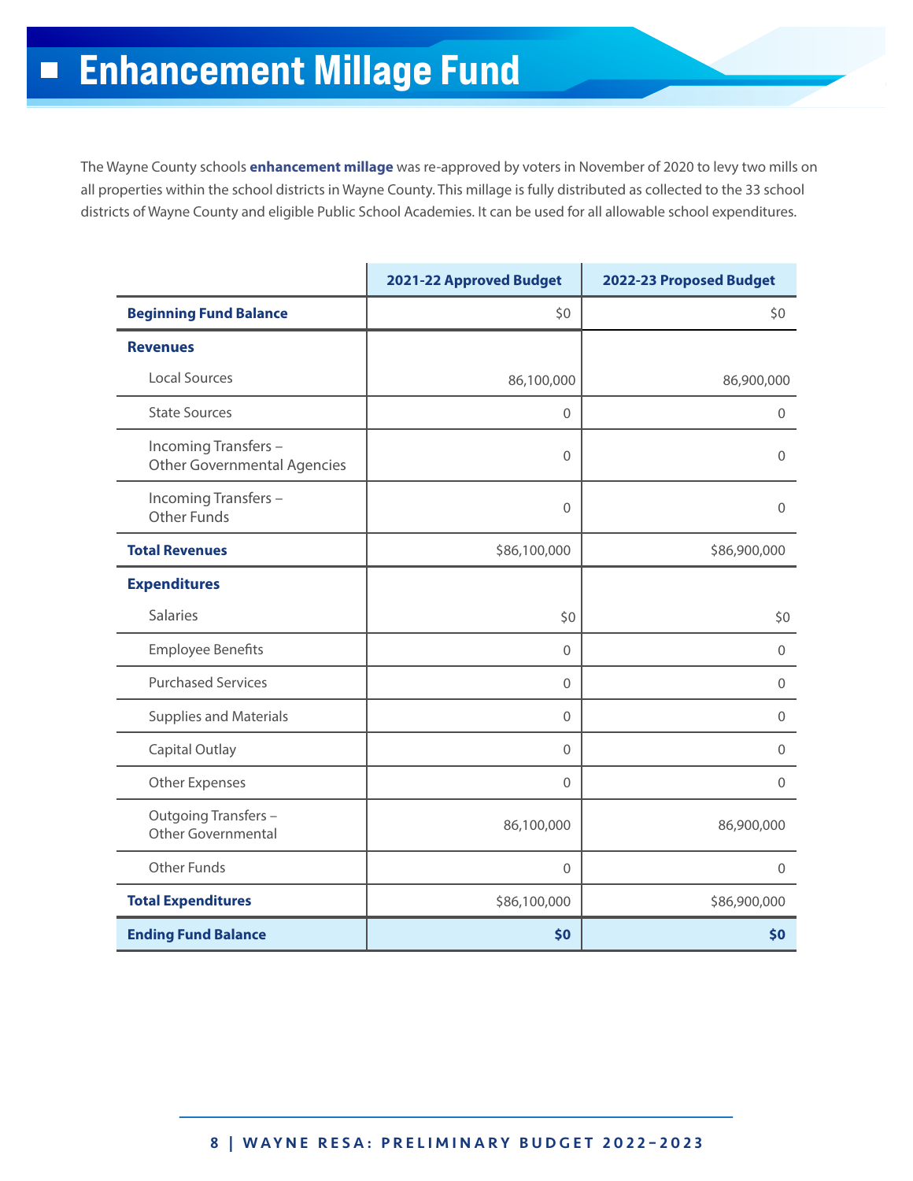# Enhancement Millage Fund

The Wayne County schools **enhancement millage** was re-approved by voters in November of 2020 to levy two mills on all properties within the school districts in Wayne County. This millage is fully distributed as collected to the 33 school districts of Wayne County and eligible Public School Academies. It can be used for all allowable school expenditures.

| | 2021-22 Approved Budget | 2022-23 Proposed Budget |
|---|---|---|
| **Beginning Fund Balance** | $0 | $0 |
| **Revenues** | | |
| Local Sources | 86,100,000 | 86,900,000 |
| State Sources | 0 | 0 |
| Incoming Transfers – Other Governmental Agencies | 0 | 0 |
| Incoming Transfers – Other Funds | 0 | 0 |
| **Total Revenues** | $86,100,000 | $86,900,000 |
| **Expenditures** | | |
| Salaries | $0 | $0 |
| Employee Benefits | 0 | 0 |
| Purchased Services | 0 | 0 |
| Supplies and Materials | 0 | 0 |
| Capital Outlay | 0 | 0 |
| Other Expenses | 0 | 0 |
| Outgoing Transfers – Other Governmental | 86,100,000 | 86,900,000 |
| Other Funds | 0 | 0 |
| **Total Expenditures** | $86,100,000 | $86,900,000 |
| **Ending Fund Balance** | **$0** | **$0** |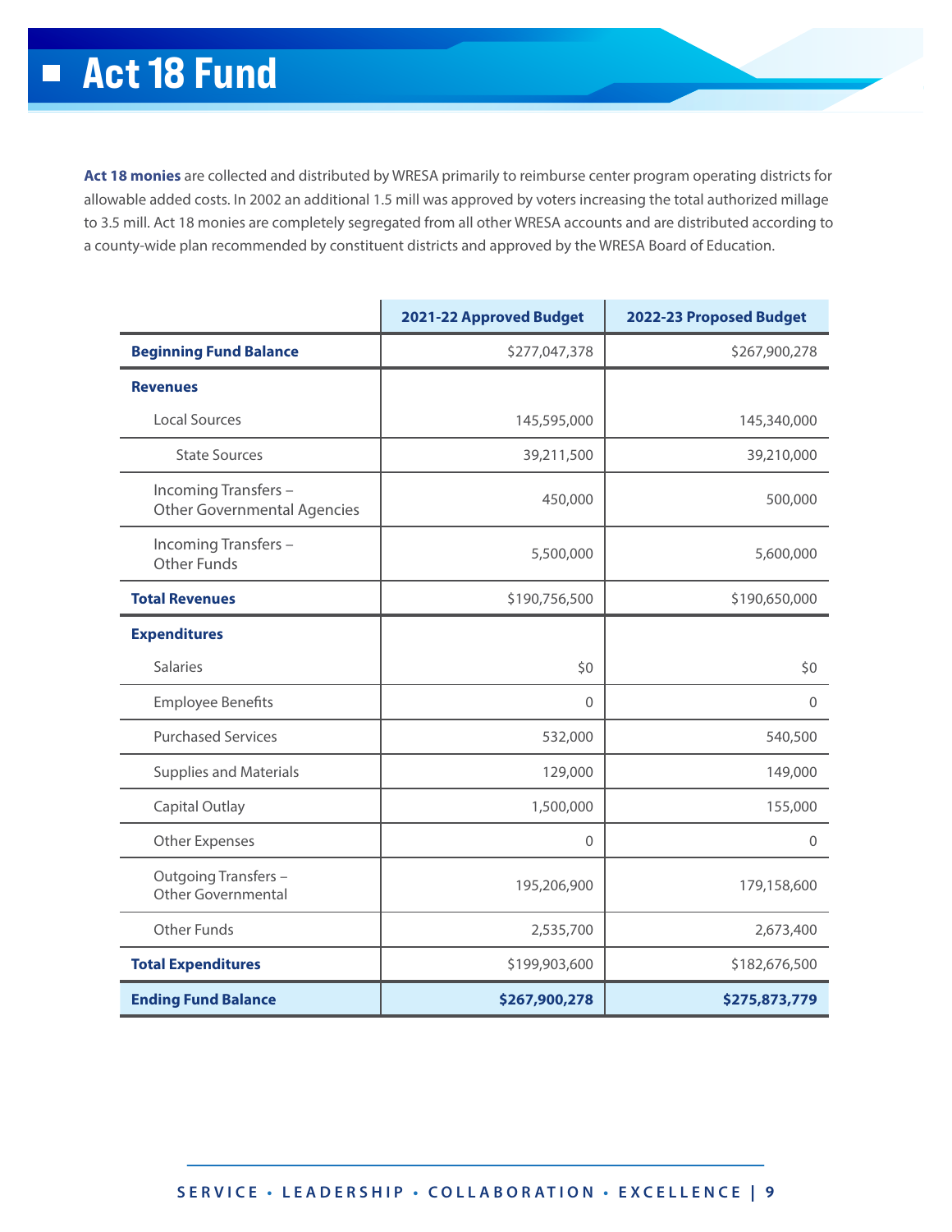# Act 18 Fund

**Act 18 monies** are collected and distributed by WRESA primarily to reimburse center program operating districts for allowable added costs. In 2002 an additional 1.5 mill was approved by voters increasing the total authorized millage to 3.5 mill. Act 18 monies are completely segregated from all other WRESA accounts and are distributed according to a county-wide plan recommended by constituent districts and approved by the WRESA Board of Education.

| | 2021-22 Approved Budget | 2022-23 Proposed Budget |
|---|---|---|
| **Beginning Fund Balance** | $277,047,378 | $267,900,278 |
| **Revenues** | | |
| Local Sources | 145,595,000 | 145,340,000 |
| State Sources | 39,211,500 | 39,210,000 |
| Incoming Transfers – Other Governmental Agencies | 450,000 | 500,000 |
| Incoming Transfers – Other Funds | 5,500,000 | 5,600,000 |
| **Total Revenues** | $190,756,500 | $190,650,000 |
| **Expenditures** | | |
| Salaries | $0 | $0 |
| Employee Benefits | 0 | 0 |
| Purchased Services | 532,000 | 540,500 |
| Supplies and Materials | 129,000 | 149,000 |
| Capital Outlay | 1,500,000 | 155,000 |
| Other Expenses | 0 | 0 |
| Outgoing Transfers – Other Governmental | 195,206,900 | 179,158,600 |
| Other Funds | 2,535,700 | 2,673,400 |
| **Total Expenditures** | $199,903,600 | $182,676,500 |
| **Ending Fund Balance** | **$267,900,278** | **$275,873,779** |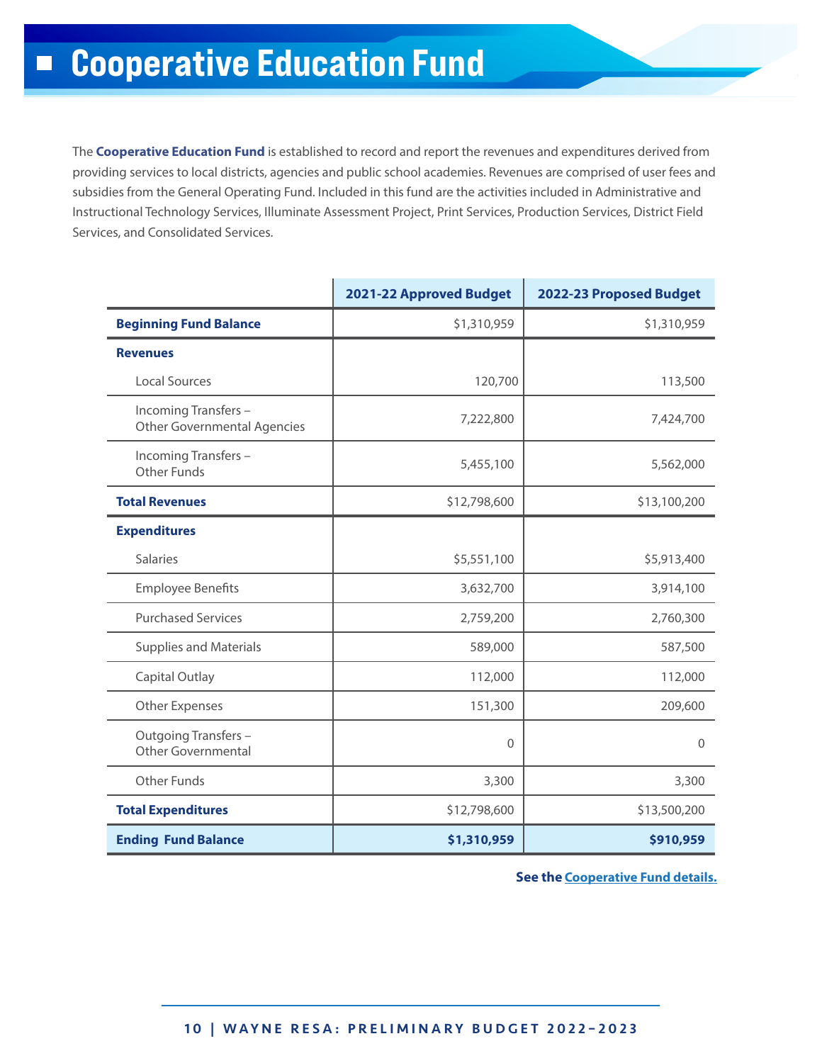# Cooperative Education Fund

The **Cooperative Education Fund** is established to record and report the revenues and expenditures derived from providing services to local districts, agencies and public school academies. Revenues are comprised of user fees and subsidies from the General Operating Fund. Included in this fund are the activities included in Administrative and Instructional Technology Services, Illuminate Assessment Project, Print Services, Production Services, District Field Services, and Consolidated Services.

| | 2021-22 Approved Budget | 2022-23 Proposed Budget |
|---|---|---|
| **Beginning Fund Balance** | $1,310,959 | $1,310,959 |
| **Revenues** | | |
| Local Sources | 120,700 | 113,500 |
| Incoming Transfers – Other Governmental Agencies | 7,222,800 | 7,424,700 |
| Incoming Transfers – Other Funds | 5,455,100 | 5,562,000 |
| **Total Revenues** | $12,798,600 | $13,100,200 |
| **Expenditures** | | |
| Salaries | $5,551,100 | $5,913,400 |
| Employee Benefits | 3,632,700 | 3,914,100 |
| Purchased Services | 2,759,200 | 2,760,300 |
| Supplies and Materials | 589,000 | 587,500 |
| Capital Outlay | 112,000 | 112,000 |
| Other Expenses | 151,300 | 209,600 |
| Outgoing Transfers – Other Governmental | 0 | 0 |
| Other Funds | 3,300 | 3,300 |
| **Total Expenditures** | $12,798,600 | $13,500,200 |
| **Ending Fund Balance** | **$1,310,959** | **$910,959** |

**See the Cooperative Fund details.**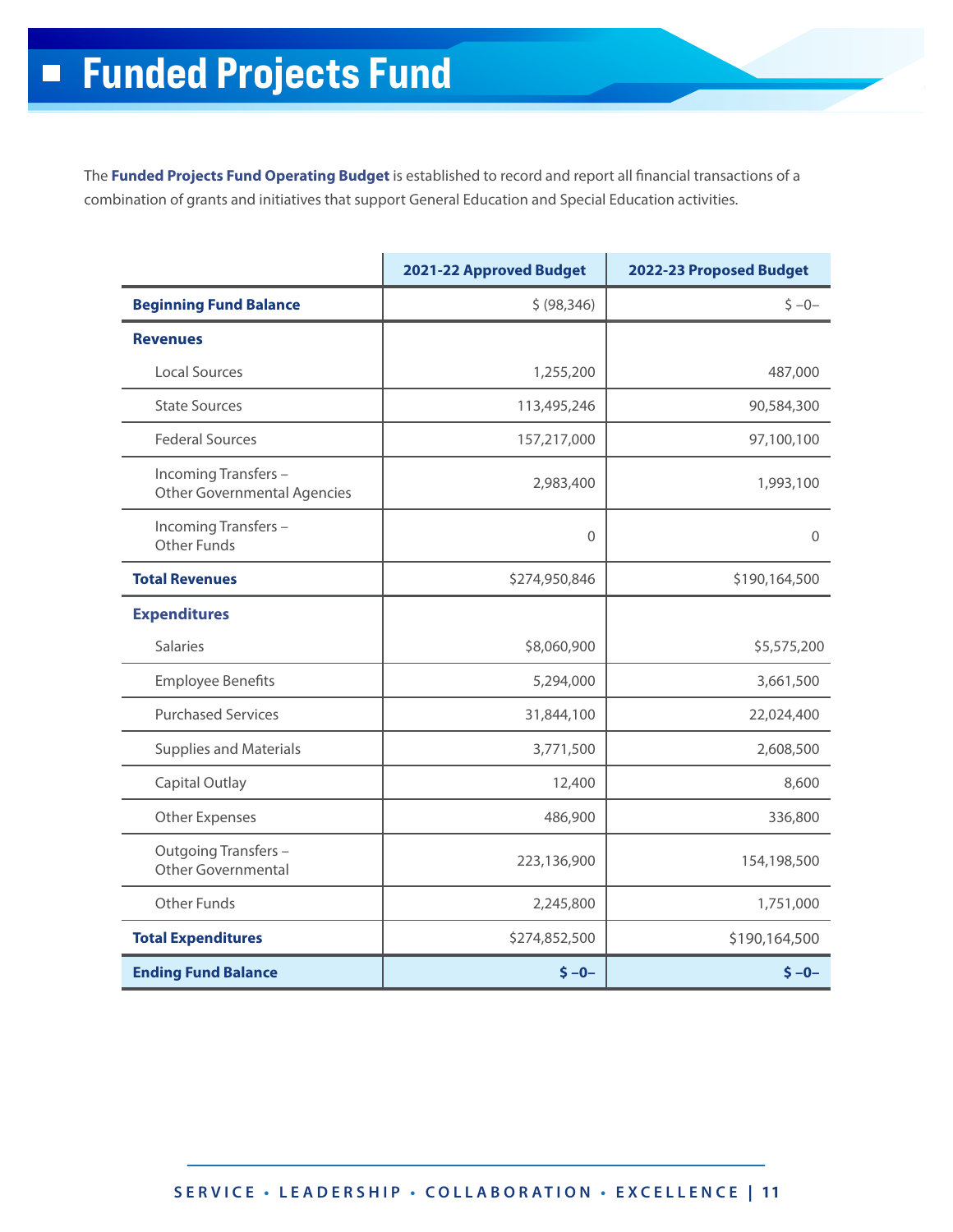# Funded Projects Fund

The **Funded Projects Fund Operating Budget** is established to record and report all financial transactions of a combination of grants and initiatives that support General Education and Special Education activities.

| | 2021-22 Approved Budget | 2022-23 Proposed Budget |
|---|---|---|
| **Beginning Fund Balance** | $ (98,346) | $ –0– |
| **Revenues** | | |
| Local Sources | 1,255,200 | 487,000 |
| State Sources | 113,495,246 | 90,584,300 |
| Federal Sources | 157,217,000 | 97,100,100 |
| Incoming Transfers – Other Governmental Agencies | 2,983,400 | 1,993,100 |
| Incoming Transfers – Other Funds | 0 | 0 |
| **Total Revenues** | $274,950,846 | $190,164,500 |
| **Expenditures** | | |
| Salaries | $8,060,900 | $5,575,200 |
| Employee Benefits | 5,294,000 | 3,661,500 |
| Purchased Services | 31,844,100 | 22,024,400 |
| Supplies and Materials | 3,771,500 | 2,608,500 |
| Capital Outlay | 12,400 | 8,600 |
| Other Expenses | 486,900 | 336,800 |
| Outgoing Transfers – Other Governmental | 223,136,900 | 154,198,500 |
| Other Funds | 2,245,800 | 1,751,000 |
| **Total Expenditures** | $274,852,500 | $190,164,500 |
| **Ending Fund Balance** | **$ –0–** | **$ –0–** |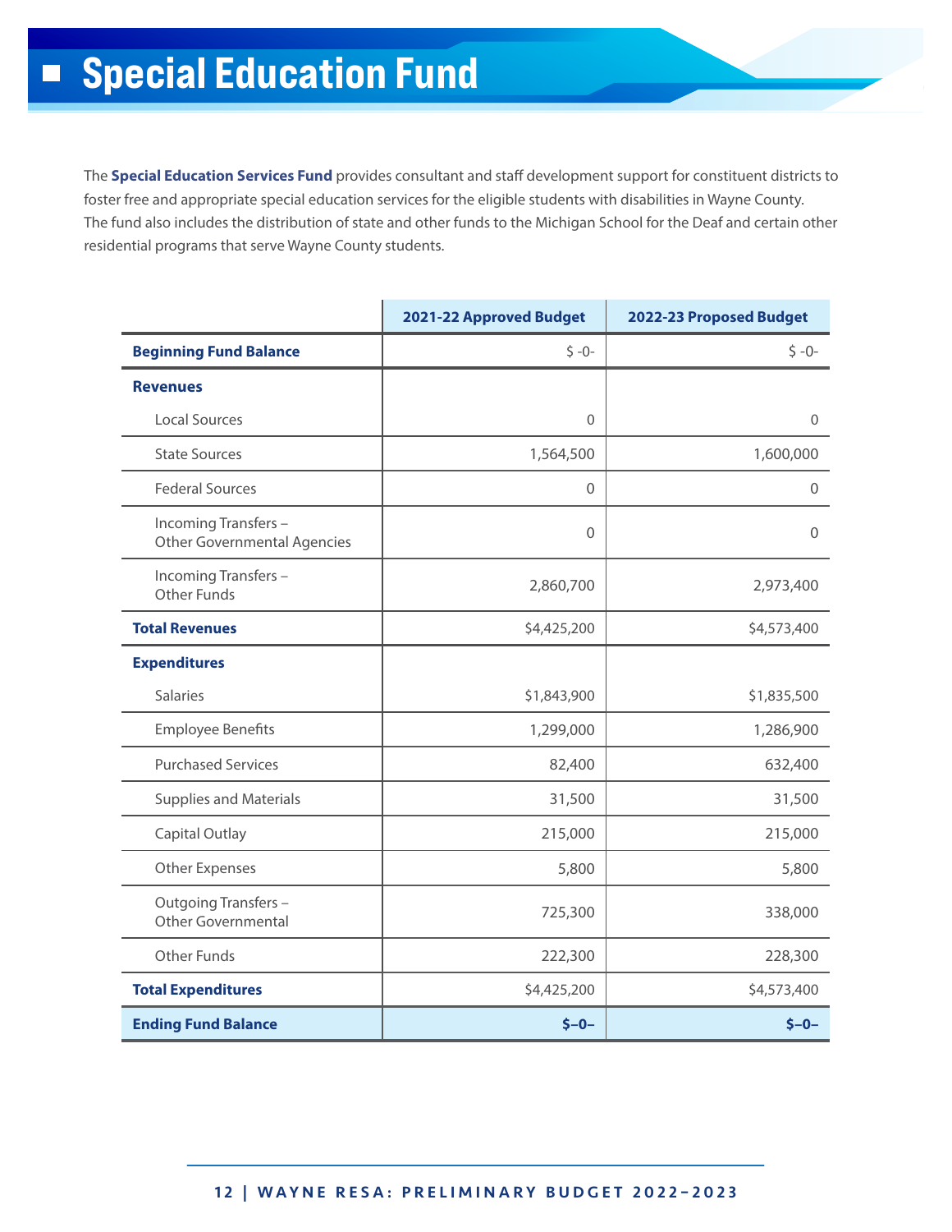# Special Education Fund

The **Special Education Services Fund** provides consultant and staff development support for constituent districts to foster free and appropriate special education services for the eligible students with disabilities in Wayne County. The fund also includes the distribution of state and other funds to the Michigan School for the Deaf and certain other residential programs that serve Wayne County students.

| | 2021-22 Approved Budget | 2022-23 Proposed Budget |
|---|---|---|
| **Beginning Fund Balance** | $ -0- | $ -0- |
| **Revenues** | | |
| Local Sources | 0 | 0 |
| State Sources | 1,564,500 | 1,600,000 |
| Federal Sources | 0 | 0 |
| Incoming Transfers – Other Governmental Agencies | 0 | 0 |
| Incoming Transfers – Other Funds | 2,860,700 | 2,973,400 |
| **Total Revenues** | $4,425,200 | $4,573,400 |
| **Expenditures** | | |
| Salaries | $1,843,900 | $1,835,500 |
| Employee Benefits | 1,299,000 | 1,286,900 |
| Purchased Services | 82,400 | 632,400 |
| Supplies and Materials | 31,500 | 31,500 |
| Capital Outlay | 215,000 | 215,000 |
| Other Expenses | 5,800 | 5,800 |
| Outgoing Transfers – Other Governmental | 725,300 | 338,000 |
| Other Funds | 222,300 | 228,300 |
| **Total Expenditures** | $4,425,200 | $4,573,400 |
| **Ending Fund Balance** | **$–0–** | **$–0–** |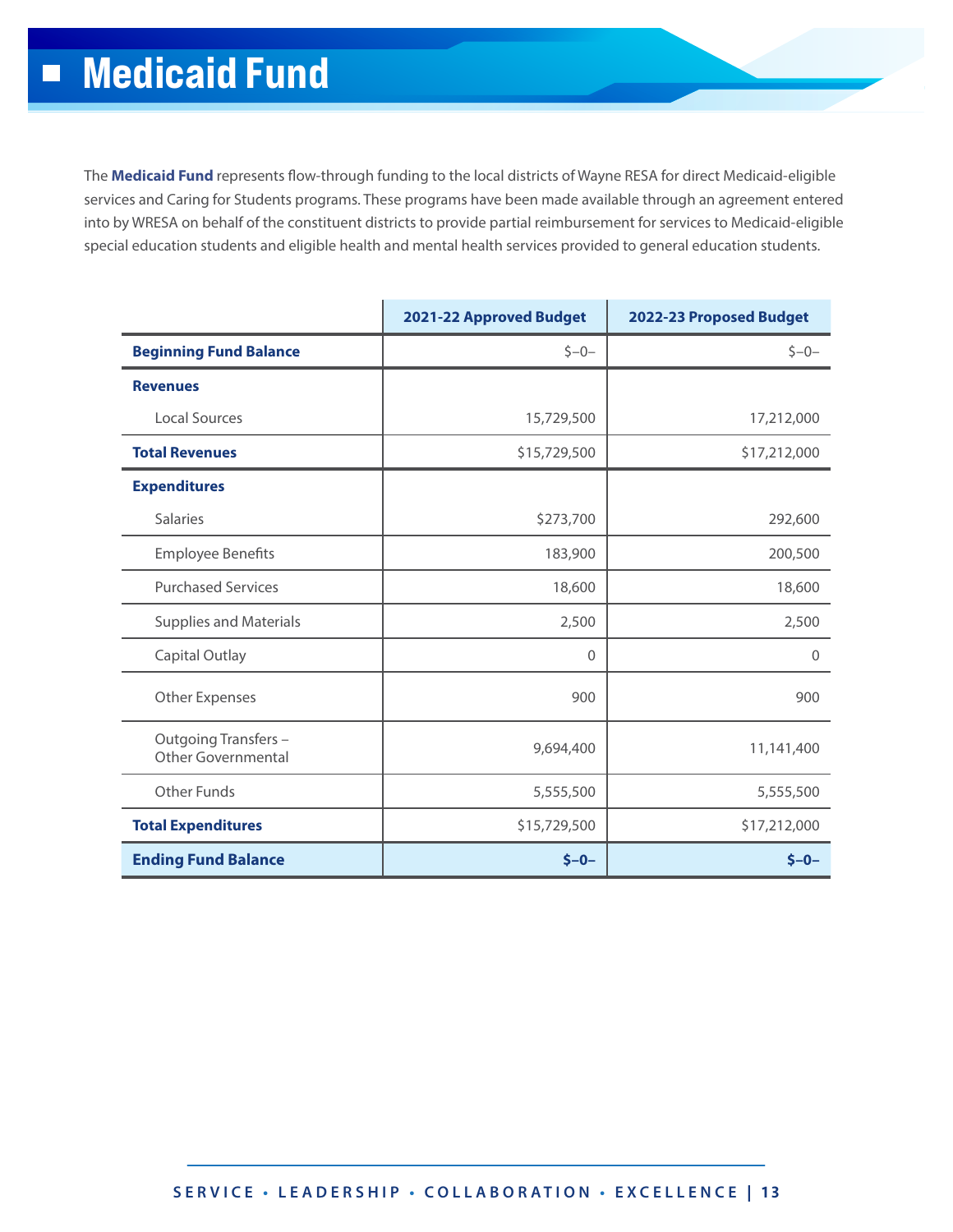# Medicaid Fund

The **Medicaid Fund** represents flow-through funding to the local districts of Wayne RESA for direct Medicaid-eligible services and Caring for Students programs. These programs have been made available through an agreement entered into by WRESA on behalf of the constituent districts to provide partial reimbursement for services to Medicaid-eligible special education students and eligible health and mental health services provided to general education students.

| | 2021-22 Approved Budget | 2022-23 Proposed Budget |
|---|---:|---:|
| **Beginning Fund Balance** | $–0– | $–0– |
| **Revenues** | | |
| Local Sources | 15,729,500 | 17,212,000 |
| **Total Revenues** | $15,729,500 | $17,212,000 |
| **Expenditures** | | |
| Salaries | $273,700 | 292,600 |
| Employee Benefits | 183,900 | 200,500 |
| Purchased Services | 18,600 | 18,600 |
| Supplies and Materials | 2,500 | 2,500 |
| Capital Outlay | 0 | 0 |
| Other Expenses | 900 | 900 |
| Outgoing Transfers – Other Governmental | 9,694,400 | 11,141,400 |
| Other Funds | 5,555,500 | 5,555,500 |
| **Total Expenditures** | $15,729,500 | $17,212,000 |
| **Ending Fund Balance** | **$–0–** | **$–0–** |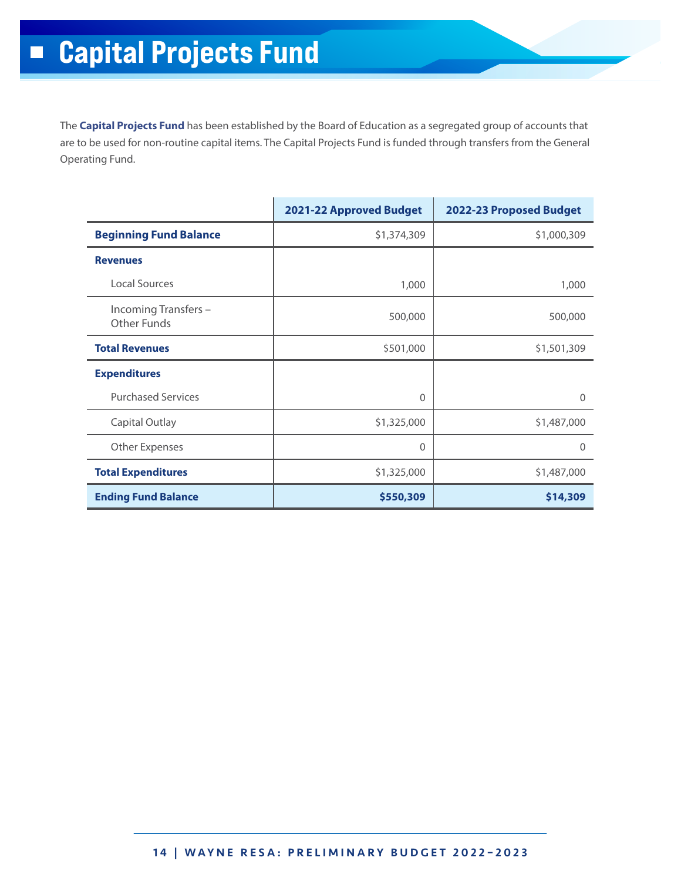# Capital Projects Fund

The **Capital Projects Fund** has been established by the Board of Education as a segregated group of accounts that are to be used for non-routine capital items. The Capital Projects Fund is funded through transfers from the General Operating Fund.

| | 2021-22 Approved Budget | 2022-23 Proposed Budget |
|---|---|---|
| **Beginning Fund Balance** | $1,374,309 | $1,000,309 |
| **Revenues** | | |
| Local Sources | 1,000 | 1,000 |
| Incoming Transfers – Other Funds | 500,000 | 500,000 |
| **Total Revenues** | $501,000 | $1,501,309 |
| **Expenditures** | | |
| Purchased Services | 0 | 0 |
| Capital Outlay | $1,325,000 | $1,487,000 |
| Other Expenses | 0 | 0 |
| **Total Expenditures** | $1,325,000 | $1,487,000 |
| **Ending Fund Balance** | **$550,309** | **$14,309** |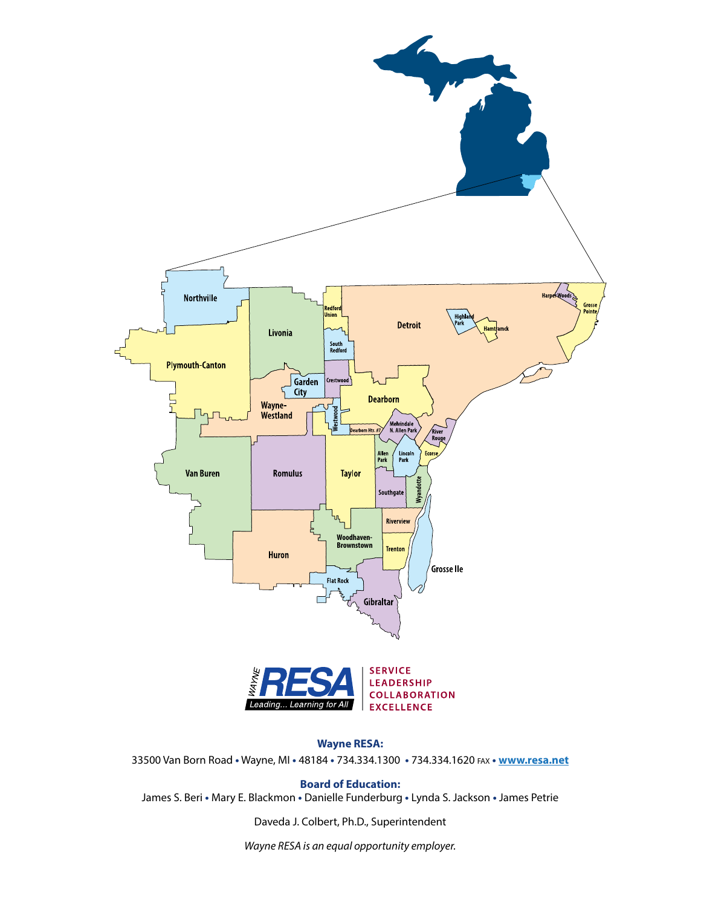Northville

Livonia

Redford Union

Detroit

Harper Woods

Grosse Pointe

Highland Park

Hamtramck

South Redford

Plymouth-Canton

Garden City

Crestwood

Dearborn

Wayne-Westland

Westwood

Dearborn Hts. #7

Melvindale N. Allen Park

River Rouge

Allen Park

Lincoln Park

Ecorse

Van Buren

Romulus

Taylor

Southgate

Wyandotte

Riverview

Woodhaven-Brownstown

Trenton

Huron

Grosse Ile

Flat Rock

Gibraltar

WAYNE RESA

Leading... Learning for All

SERVICE
LEADERSHIP
COLLABORATION
EXCELLENCE

**Wayne RESA:**

33500 Van Born Road • Wayne, MI • 48184 • 734.334.1300 • 734.334.1620 FAX • **www.resa.net**

**Board of Education:**

James S. Beri • Mary E. Blackmon • Danielle Funderburg • Lynda S. Jackson • James Petrie

Daveda J. Colbert, Ph.D., Superintendent

*Wayne RESA is an equal opportunity employer.*